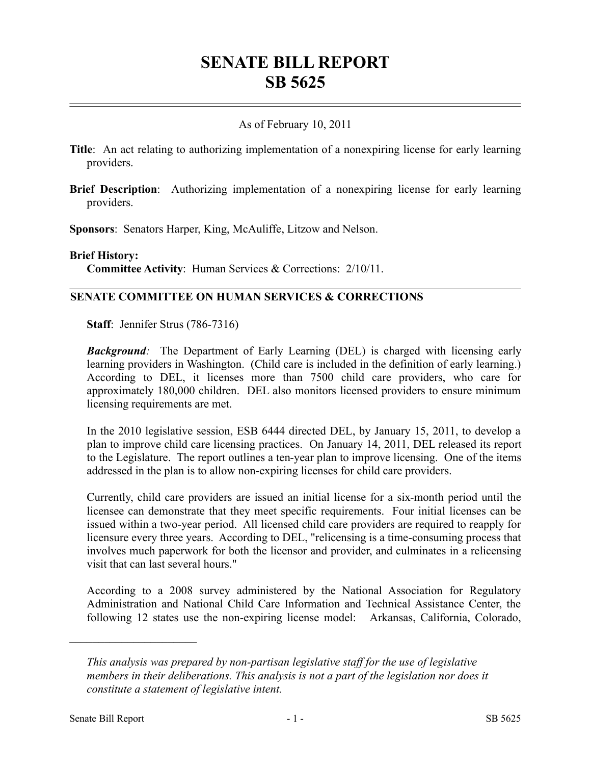# SENATE BILL REPORT
# SB 5625

As of February 10, 2011

**Title**: An act relating to authorizing implementation of a nonexpiring license for early learning providers.

**Brief Description**: Authorizing implementation of a nonexpiring license for early learning providers.

**Sponsors**: Senators Harper, King, McAuliffe, Litzow and Nelson.

**Brief History:**

**Committee Activity**: Human Services & Corrections: 2/10/11.

## SENATE COMMITTEE ON HUMAN SERVICES & CORRECTIONS

**Staff**: Jennifer Strus (786-7316)

***Background:*** The Department of Early Learning (DEL) is charged with licensing early learning providers in Washington. (Child care is included in the definition of early learning.) According to DEL, it licenses more than 7500 child care providers, who care for approximately 180,000 children. DEL also monitors licensed providers to ensure minimum licensing requirements are met.

In the 2010 legislative session, ESB 6444 directed DEL, by January 15, 2011, to develop a plan to improve child care licensing practices. On January 14, 2011, DEL released its report to the Legislature. The report outlines a ten-year plan to improve licensing. One of the items addressed in the plan is to allow non-expiring licenses for child care providers.

Currently, child care providers are issued an initial license for a six-month period until the licensee can demonstrate that they meet specific requirements. Four initial licenses can be issued within a two-year period. All licensed child care providers are required to reapply for licensure every three years. According to DEL, "relicensing is a time-consuming process that involves much paperwork for both the licensor and provider, and culminates in a relicensing visit that can last several hours."

According to a 2008 survey administered by the National Association for Regulatory Administration and National Child Care Information and Technical Assistance Center, the following 12 states use the non-expiring license model: Arkansas, California, Colorado,

---

*This analysis was prepared by non-partisan legislative staff for the use of legislative members in their deliberations. This analysis is not a part of the legislation nor does it constitute a statement of legislative intent.*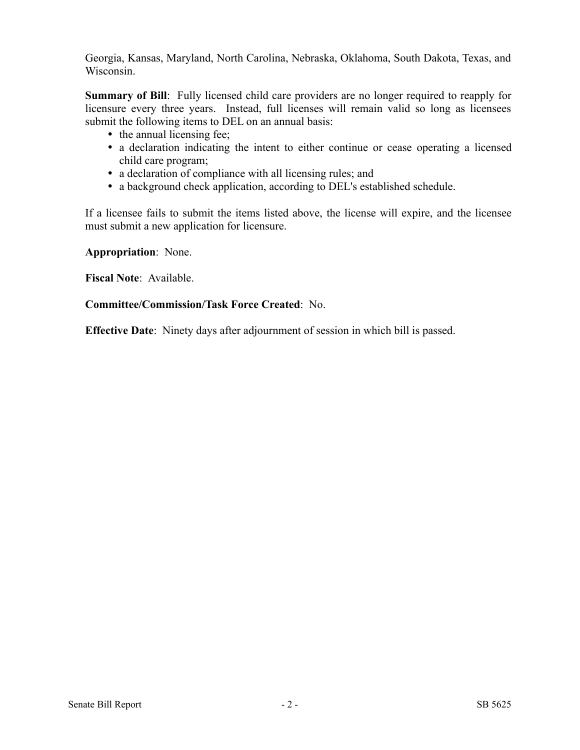Georgia, Kansas, Maryland, North Carolina, Nebraska, Oklahoma, South Dakota, Texas, and Wisconsin.

**Summary of Bill**: Fully licensed child care providers are no longer required to reapply for licensure every three years. Instead, full licenses will remain valid so long as licensees submit the following items to DEL on an annual basis:

- the annual licensing fee;
- a declaration indicating the intent to either continue or cease operating a licensed child care program;
- a declaration of compliance with all licensing rules; and
- a background check application, according to DEL's established schedule.

If a licensee fails to submit the items listed above, the license will expire, and the licensee must submit a new application for licensure.

**Appropriation**: None.

**Fiscal Note**: Available.

**Committee/Commission/Task Force Created**: No.

**Effective Date**: Ninety days after adjournment of session in which bill is passed.